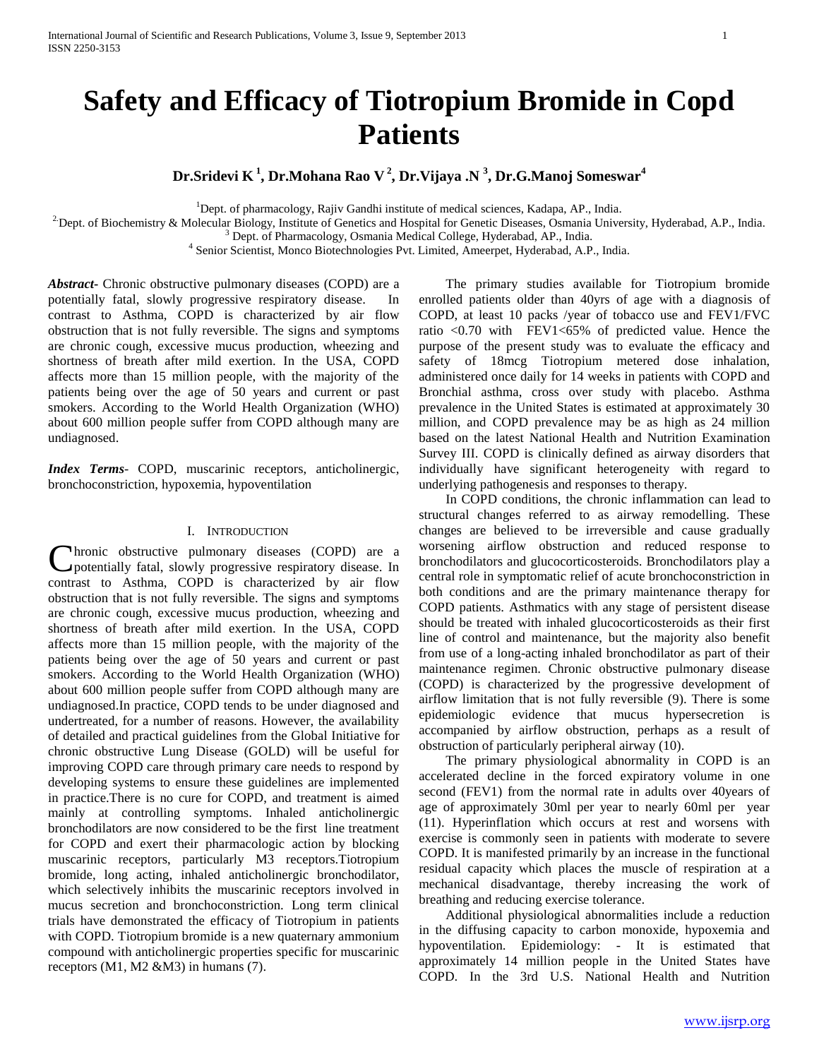# Safety and Efficacy of Tiotropium Bromide in Copd Patients

**Dr.Sridevi K [1], Dr.Mohana Rao V [2], Dr.Vijaya .N [3], Dr.G.Manoj Someswar[4]**

[1]Dept. of pharmacology, Rajiv Gandhi institute of medical sciences, Kadapa, AP., India.

[2]Dept. of Biochemistry & Molecular Biology, Institute of Genetics and Hospital for Genetic Diseases, Osmania University, Hyderabad, A.P., India.

[3] Dept. of Pharmacology, Osmania Medical College, Hyderabad, AP., India.

[4] Senior Scientist, Monco Biotechnologies Pvt. Limited, Ameerpet, Hyderabad, A.P., India.

***Abstract***- Chronic obstructive pulmonary diseases (COPD) are a potentially fatal, slowly progressive respiratory disease. In contrast to Asthma, COPD is characterized by air flow obstruction that is not fully reversible. The signs and symptoms are chronic cough, excessive mucus production, wheezing and shortness of breath after mild exertion. In the USA, COPD affects more than 15 million people, with the majority of the patients being over the age of 50 years and current or past smokers. According to the World Health Organization (WHO) about 600 million people suffer from COPD although many are undiagnosed.

***Index Terms***- COPD, muscarinic receptors, anticholinergic, bronchoconstriction, hypoxemia, hypoventilation

## I. Introduction

Chronic obstructive pulmonary diseases (COPD) are a potentially fatal, slowly progressive respiratory disease. In contrast to Asthma, COPD is characterized by air flow obstruction that is not fully reversible. The signs and symptoms are chronic cough, excessive mucus production, wheezing and shortness of breath after mild exertion. In the USA, COPD affects more than 15 million people, with the majority of the patients being over the age of 50 years and current or past smokers. According to the World Health Organization (WHO) about 600 million people suffer from COPD although many are undiagnosed.In practice, COPD tends to be under diagnosed and undertreated, for a number of reasons. However, the availability of detailed and practical guidelines from the Global Initiative for chronic obstructive Lung Disease (GOLD) will be useful for improving COPD care through primary care needs to respond by developing systems to ensure these guidelines are implemented in practice.There is no cure for COPD, and treatment is aimed mainly at controlling symptoms. Inhaled anticholinergic bronchodilators are now considered to be the first line treatment for COPD and exert their pharmacologic action by blocking muscarinic receptors, particularly M3 receptors.Tiotropium bromide, long acting, inhaled anticholinergic bronchodilator, which selectively inhibits the muscarinic receptors involved in mucus secretion and bronchoconstriction. Long term clinical trials have demonstrated the efficacy of Tiotropium in patients with COPD. Tiotropium bromide is a new quaternary ammonium compound with anticholinergic properties specific for muscarinic receptors (M1, M2 &M3) in humans (7).

The primary studies available for Tiotropium bromide enrolled patients older than 40yrs of age with a diagnosis of COPD, at least 10 packs /year of tobacco use and FEV1/FVC ratio <0.70 with FEV1<65% of predicted value. Hence the purpose of the present study was to evaluate the efficacy and safety of 18mcg Tiotropium metered dose inhalation, administered once daily for 14 weeks in patients with COPD and Bronchial asthma, cross over study with placebo. Asthma prevalence in the United States is estimated at approximately 30 million, and COPD prevalence may be as high as 24 million based on the latest National Health and Nutrition Examination Survey III. COPD is clinically defined as airway disorders that individually have significant heterogeneity with regard to underlying pathogenesis and responses to therapy.

In COPD conditions, the chronic inflammation can lead to structural changes referred to as airway remodelling. These changes are believed to be irreversible and cause gradually worsening airflow obstruction and reduced response to bronchodilators and glucocorticosteroids. Bronchodilators play a central role in symptomatic relief of acute bronchoconstriction in both conditions and are the primary maintenance therapy for COPD patients. Asthmatics with any stage of persistent disease should be treated with inhaled glucocorticosteroids as their first line of control and maintenance, but the majority also benefit from use of a long-acting inhaled bronchodilator as part of their maintenance regimen. Chronic obstructive pulmonary disease (COPD) is characterized by the progressive development of airflow limitation that is not fully reversible (9). There is some epidemiologic evidence that mucus hypersecretion is accompanied by airflow obstruction, perhaps as a result of obstruction of particularly peripheral airway (10).

The primary physiological abnormality in COPD is an accelerated decline in the forced expiratory volume in one second (FEV1) from the normal rate in adults over 40years of age of approximately 30ml per year to nearly 60ml per year (11). Hyperinflation which occurs at rest and worsens with exercise is commonly seen in patients with moderate to severe COPD. It is manifested primarily by an increase in the functional residual capacity which places the muscle of respiration at a mechanical disadvantage, thereby increasing the work of breathing and reducing exercise tolerance.

Additional physiological abnormalities include a reduction in the diffusing capacity to carbon monoxide, hypoxemia and hypoventilation. Epidemiology: - It is estimated that approximately 14 million people in the United States have COPD. In the 3rd U.S. National Health and Nutrition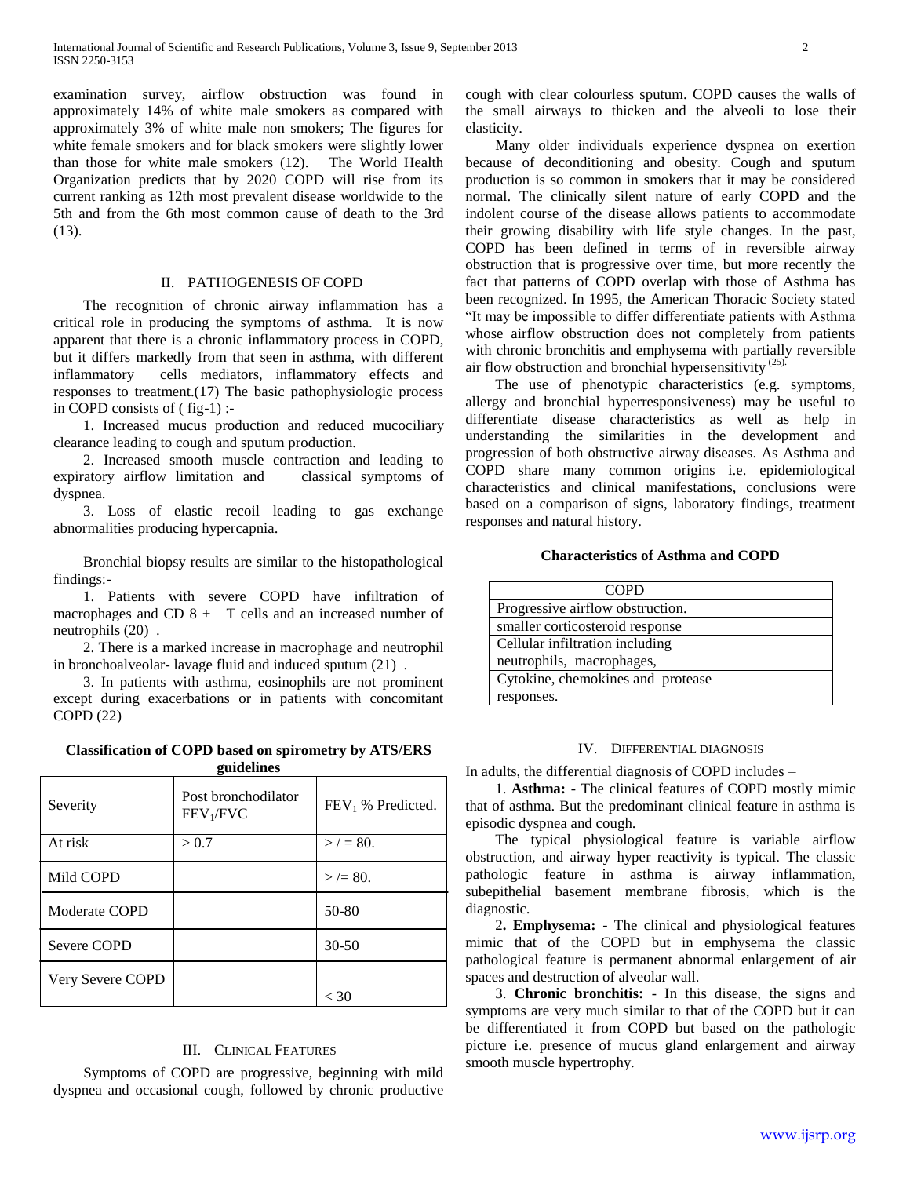examination survey, airflow obstruction was found in approximately 14% of white male smokers as compared with approximately 3% of white male non smokers; The figures for white female smokers and for black smokers were slightly lower than those for white male smokers (12). The World Health Organization predicts that by 2020 COPD will rise from its current ranking as 12th most prevalent disease worldwide to the 5th and from the 6th most common cause of death to the 3rd (13).

## II. PATHOGENESIS OF COPD

The recognition of chronic airway inflammation has a critical role in producing the symptoms of asthma. It is now apparent that there is a chronic inflammatory process in COPD, but it differs markedly from that seen in asthma, with different inflammatory cells mediators, inflammatory effects and responses to treatment.(17) The basic pathophysiologic process in COPD consists of ( fig-1) :-

1. Increased mucus production and reduced mucociliary clearance leading to cough and sputum production.

2. Increased smooth muscle contraction and leading to expiratory airflow limitation and classical symptoms of dyspnea.

3. Loss of elastic recoil leading to gas exchange abnormalities producing hypercapnia.

Bronchial biopsy results are similar to the histopathological findings:-

1. Patients with severe COPD have infiltration of macrophages and CD 8 + T cells and an increased number of neutrophils (20) .

2. There is a marked increase in macrophage and neutrophil in bronchoalveolar- lavage fluid and induced sputum (21) .

3. In patients with asthma, eosinophils are not prominent except during exacerbations or in patients with concomitant COPD (22)

**Classification of COPD based on spirometry by ATS/ERS guidelines**

| Severity | Post bronchodilator $FEV_1/FVC$ | $FEV_1$ % Predicted. |
|---|---|---|
| At risk | > 0.7 | > / = 80. |
| Mild COPD | | > /= 80. |
| Moderate COPD | | 50-80 |
| Severe COPD | | 30-50 |
| Very Severe COPD | | < 30 |

## III. CLINICAL FEATURES

Symptoms of COPD are progressive, beginning with mild dyspnea and occasional cough, followed by chronic productive cough with clear colourless sputum. COPD causes the walls of the small airways to thicken and the alveoli to lose their elasticity.

Many older individuals experience dyspnea on exertion because of deconditioning and obesity. Cough and sputum production is so common in smokers that it may be considered normal. The clinically silent nature of early COPD and the indolent course of the disease allows patients to accommodate their growing disability with life style changes. In the past, COPD has been defined in terms of in reversible airway obstruction that is progressive over time, but more recently the fact that patterns of COPD overlap with those of Asthma has been recognized. In 1995, the American Thoracic Society stated "It may be impossible to differ differentiate patients with Asthma whose airflow obstruction does not completely from patients with chronic bronchitis and emphysema with partially reversible air flow obstruction and bronchial hypersensitivity [(25).]

The use of phenotypic characteristics (e.g. symptoms, allergy and bronchial hyperresponsiveness) may be useful to differentiate disease characteristics as well as help in understanding the similarities in the development and progression of both obstructive airway diseases. As Asthma and COPD share many common origins i.e. epidemiological characteristics and clinical manifestations, conclusions were based on a comparison of signs, laboratory findings, treatment responses and natural history.

**Characteristics of Asthma and COPD**

| COPD |
|---|
| Progressive airflow obstruction. |
| smaller corticosteroid response |
| Cellular infiltration including neutrophils, macrophages, |
| Cytokine, chemokines and protease responses. |

## IV. DIFFERENTIAL DIAGNOSIS

In adults, the differential diagnosis of COPD includes –

1. **Asthma:** - The clinical features of COPD mostly mimic that of asthma. But the predominant clinical feature in asthma is episodic dyspnea and cough.

The typical physiological feature is variable airflow obstruction, and airway hyper reactivity is typical. The classic pathologic feature in asthma is airway inflammation, subepithelial basement membrane fibrosis, which is the diagnostic.

2. **Emphysema:** - The clinical and physiological features mimic that of the COPD but in emphysema the classic pathological feature is permanent abnormal enlargement of air spaces and destruction of alveolar wall.

3. **Chronic bronchitis:** - In this disease, the signs and symptoms are very much similar to that of the COPD but it can be differentiated it from COPD but based on the pathologic picture i.e. presence of mucus gland enlargement and airway smooth muscle hypertrophy.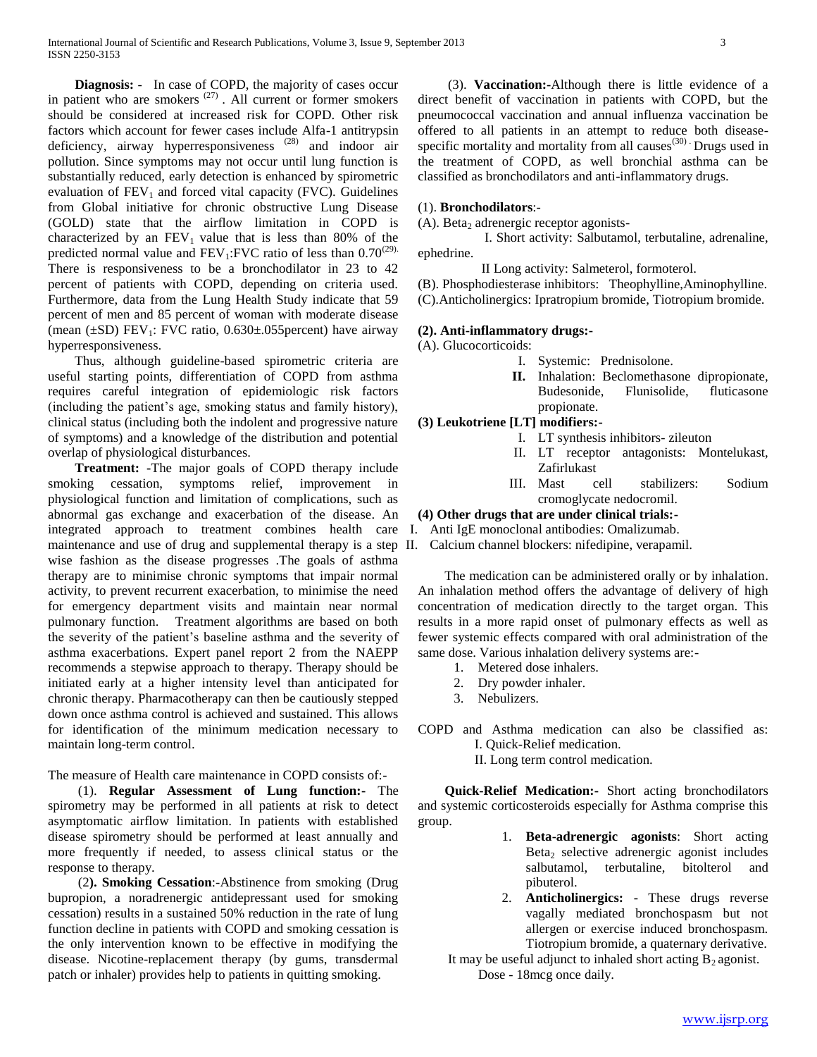**Diagnosis:** - In case of COPD, the majority of cases occur in patient who are smokers [27]. All current or former smokers should be considered at increased risk for COPD. Other risk factors which account for fewer cases include Alfa-1 antitrypsin deficiency, airway hyperresponsiveness [28] and indoor air pollution. Since symptoms may not occur until lung function is substantially reduced, early detection is enhanced by spirometric evaluation of $FEV_1$ and forced vital capacity (FVC). Guidelines from Global initiative for chronic obstructive Lung Disease (GOLD) state that the airflow limitation in COPD is characterized by an $FEV_1$ value that is less than 80% of the predicted normal value and $FEV_1$:FVC ratio of less than 0.70[29]. There is responsiveness to be a bronchodilator in 23 to 42 percent of patients with COPD, depending on criteria used. Furthermore, data from the Lung Health Study indicate that 59 percent of men and 85 percent of woman with moderate disease (mean (±SD) $FEV_1$: FVC ratio, 0.630±.055percent) have airway hyperresponsiveness.

Thus, although guideline-based spirometric criteria are useful starting points, differentiation of COPD from asthma requires careful integration of epidemiologic risk factors (including the patient's age, smoking status and family history), clinical status (including both the indolent and progressive nature of symptoms) and a knowledge of the distribution and potential overlap of physiological disturbances.

**Treatment: -**The major goals of COPD therapy include smoking cessation, symptoms relief, improvement in physiological function and limitation of complications, such as abnormal gas exchange and exacerbation of the disease. An integrated approach to treatment combines health care maintenance and use of drug and supplemental therapy is a step wise fashion as the disease progresses .The goals of asthma therapy are to minimise chronic symptoms that impair normal activity, to prevent recurrent exacerbation, to minimise the need for emergency department visits and maintain near normal pulmonary function. Treatment algorithms are based on both the severity of the patient's baseline asthma and the severity of asthma exacerbations. Expert panel report 2 from the NAEPP recommends a stepwise approach to therapy. Therapy should be initiated early at a higher intensity level than anticipated for chronic therapy. Pharmacotherapy can then be cautiously stepped down once asthma control is achieved and sustained. This allows for identification of the minimum medication necessary to maintain long-term control.

The measure of Health care maintenance in COPD consists of:-

(1). **Regular Assessment of Lung function:-** The spirometry may be performed in all patients at risk to detect asymptomatic airflow limitation. In patients with established disease spirometry should be performed at least annually and more frequently if needed, to assess clinical status or the response to therapy.

(2**). Smoking Cessation**:-Abstinence from smoking (Drug bupropion, a noradrenergic antidepressant used for smoking cessation) results in a sustained 50% reduction in the rate of lung function decline in patients with COPD and smoking cessation is the only intervention known to be effective in modifying the disease. Nicotine-replacement therapy (by gums, transdermal patch or inhaler) provides help to patients in quitting smoking.

(3). **Vaccination:-**Although there is little evidence of a direct benefit of vaccination in patients with COPD, but the pneumococcal vaccination and annual influenza vaccination be offered to all patients in an attempt to reduce both disease-specific mortality and mortality from all causes[30]. Drugs used in the treatment of COPD, as well bronchial asthma can be classified as bronchodilators and anti-inflammatory drugs.

(1). **Bronchodilators**:-

(A). $Beta_2$ adrenergic receptor agonists-

I. Short activity: Salbutamol, terbutaline, adrenaline, ephedrine.

II Long activity: Salmeterol, formoterol.

(B). Phosphodiesterase inhibitors: Theophylline,Aminophylline.

(C).Anticholinergics: Ipratropium bromide, Tiotropium bromide.

**(2). Anti-inflammatory drugs:-**

(A). Glucocorticoids:

I. Systemic: Prednisolone.
**II.** Inhalation: Beclomethasone dipropionate, Budesonide, Flunisolide, fluticasone propionate.

**(3) Leukotriene [LT] modifiers:-**

I. LT synthesis inhibitors- zileuton
II. LT receptor antagonists: Montelukast, Zafirlukast
III. Mast cell stabilizers: Sodium cromoglycate nedocromil.

**(4) Other drugs that are under clinical trials:-**

I. Anti IgE monoclonal antibodies: Omalizumab.
II. Calcium channel blockers: nifedipine, verapamil.

The medication can be administered orally or by inhalation. An inhalation method offers the advantage of delivery of high concentration of medication directly to the target organ. This results in a more rapid onset of pulmonary effects as well as fewer systemic effects compared with oral administration of the same dose. Various inhalation delivery systems are:-

1. Metered dose inhalers.
2. Dry powder inhaler.
3. Nebulizers.

COPD and Asthma medication can also be classified as:

I. Quick-Relief medication.
II. Long term control medication.

**Quick-Relief Medication:-** Short acting bronchodilators and systemic corticosteroids especially for Asthma comprise this group.

1. **Beta-adrenergic agonists**: Short acting $Beta_2$ selective adrenergic agonist includes salbutamol, terbutaline, bitolterol and pibuterol.
2. **Anticholinergics:** - These drugs reverse vagally mediated bronchospasm but not allergen or exercise induced bronchospasm. Tiotropium bromide, a quaternary derivative.

It may be useful adjunct to inhaled short acting $B_2$ agonist.

Dose - 18mcg once daily.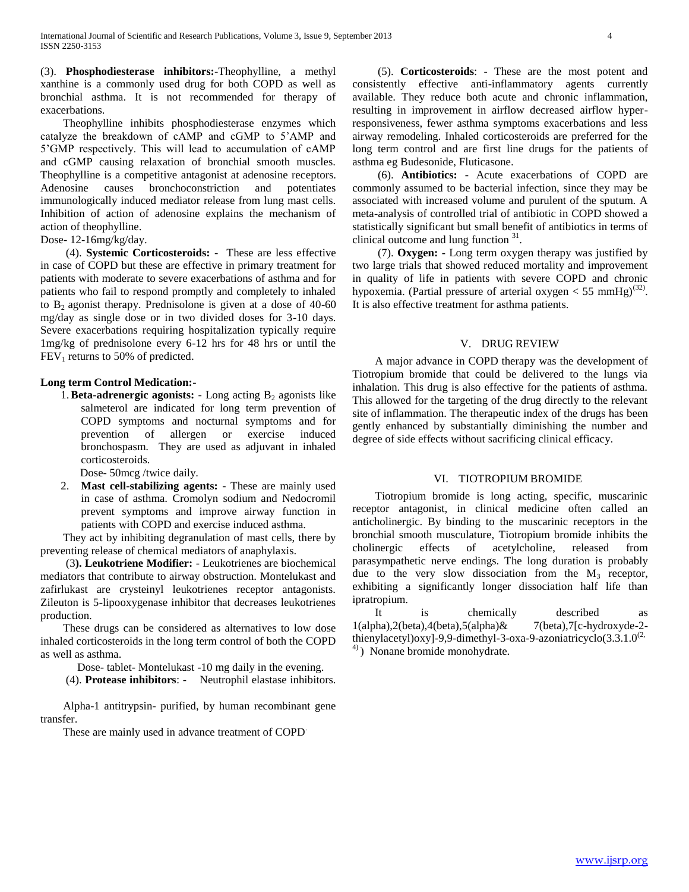(3). **Phosphodiesterase inhibitors:**-Theophylline, a methyl xanthine is a commonly used drug for both COPD as well as bronchial asthma. It is not recommended for therapy of exacerbations.

Theophylline inhibits phosphodiesterase enzymes which catalyze the breakdown of cAMP and cGMP to 5'AMP and 5'GMP respectively. This will lead to accumulation of cAMP and cGMP causing relaxation of bronchial smooth muscles. Theophylline is a competitive antagonist at adenosine receptors. Adenosine causes bronchoconstriction and potentiates immunologically induced mediator release from lung mast cells. Inhibition of action of adenosine explains the mechanism of action of theophylline.

Dose- 12-16mg/kg/day.

(4). **Systemic Corticosteroids:** - These are less effective in case of COPD but these are effective in primary treatment for patients with moderate to severe exacerbations of asthma and for patients who fail to respond promptly and completely to inhaled to $B_2$ agonist therapy. Prednisolone is given at a dose of 40-60 mg/day as single dose or in two divided doses for 3-10 days. Severe exacerbations requiring hospitalization typically require 1mg/kg of prednisolone every 6-12 hrs for 48 hrs or until the $FEV_1$ returns to 50% of predicted.

**Long term Control Medication:-**

1. **Beta-adrenergic agonists:** - Long acting $B_2$ agonists like salmeterol are indicated for long term prevention of COPD symptoms and nocturnal symptoms and for prevention of allergen or exercise induced bronchospasm. They are used as adjuvant in inhaled corticosteroids.

   Dose- 50mcg /twice daily.

2. **Mast cell-stabilizing agents:** - These are mainly used in case of asthma. Cromolyn sodium and Nedocromil prevent symptoms and improve airway function in patients with COPD and exercise induced asthma.

They act by inhibiting degranulation of mast cells, there by preventing release of chemical mediators of anaphylaxis.

(3**). Leukotriene Modifier:** - Leukotrienes are biochemical mediators that contribute to airway obstruction. Montelukast and zafirlukast are crysteinyl leukotrienes receptor antagonists. Zileuton is 5-lipooxygenase inhibitor that decreases leukotrienes production.

These drugs can be considered as alternatives to low dose inhaled corticosteroids in the long term control of both the COPD as well as asthma.

Dose- tablet- Montelukast -10 mg daily in the evening.

(4). **Protease inhibitors**: - Neutrophil elastase inhibitors.

Alpha-1 antitrypsin- purified, by human recombinant gene transfer.

These are mainly used in advance treatment of COPD.

(5). **Corticosteroids**: - These are the most potent and consistently effective anti-inflammatory agents currently available. They reduce both acute and chronic inflammation, resulting in improvement in airflow decreased airflow hyper-responsiveness, fewer asthma symptoms exacerbations and less airway remodeling. Inhaled corticosteroids are preferred for the long term control and are first line drugs for the patients of asthma eg Budesonide, Fluticasone.

(6). **Antibiotics:** - Acute exacerbations of COPD are commonly assumed to be bacterial infection, since they may be associated with increased volume and purulent of the sputum. A meta-analysis of controlled trial of antibiotic in COPD showed a statistically significant but small benefit of antibiotics in terms of clinical outcome and lung function [31].

(7). **Oxygen: -** Long term oxygen therapy was justified by two large trials that showed reduced mortality and improvement in quality of life in patients with severe COPD and chronic hypoxemia. (Partial pressure of arterial oxygen $< 55$ mmHg)[32]. It is also effective treatment for asthma patients.

## V. Drug Review

A major advance in COPD therapy was the development of Tiotropium bromide that could be delivered to the lungs via inhalation. This drug is also effective for the patients of asthma. This allowed for the targeting of the drug directly to the relevant site of inflammation. The therapeutic index of the drugs has been gently enhanced by substantially diminishing the number and degree of side effects without sacrificing clinical efficacy.

## VI. Tiotropium Bromide

Tiotropium bromide is long acting, specific, muscarinic receptor antagonist, in clinical medicine often called an anticholinergic. By binding to the muscarinic receptors in the bronchial smooth musculature, Tiotropium bromide inhibits the cholinergic effects of acetylcholine, released from parasympathetic nerve endings. The long duration is probably due to the very slow dissociation from the $M_3$ receptor, exhibiting a significantly longer dissociation half life than ipratropium.

It is chemically described as 1(alpha),2(beta),4(beta),5(alpha)& 7(beta),7[c-hydroxyde-2-thienylacetyl)oxy]-9,9-dimethyl-3-oxa-9-azoniatricyclo(3.3.1.0$^{(2,4)}$) Nonane bromide monohydrate.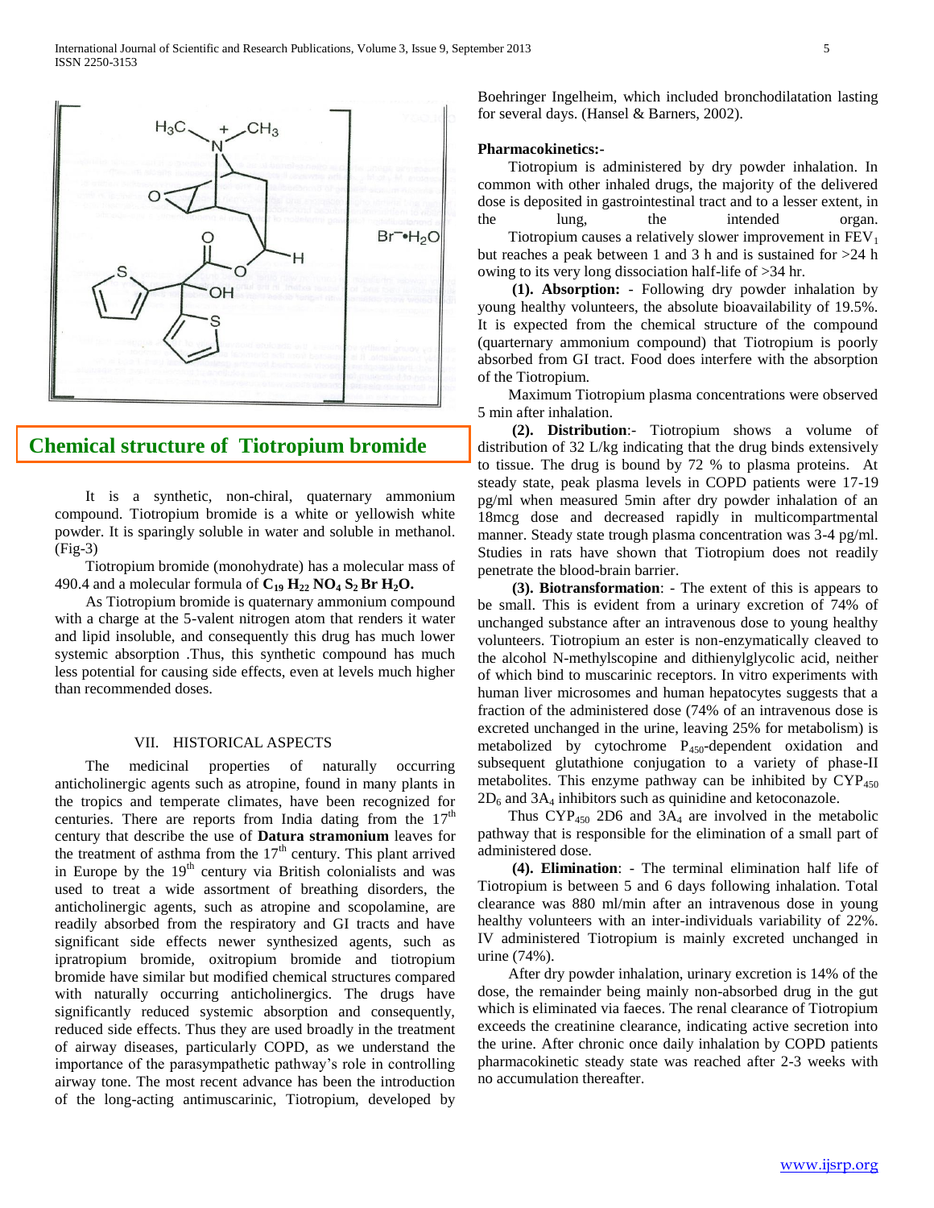Chemical structure of Tiotropium bromide

It is a synthetic, non-chiral, quaternary ammonium compound. Tiotropium bromide is a white or yellowish white powder. It is sparingly soluble in water and soluble in methanol. (Fig-3)

Tiotropium bromide (monohydrate) has a molecular mass of 490.4 and a molecular formula of $\mathbf{C_{19} H_{22} NO_4 S_2 Br H_2O}$.

As Tiotropium bromide is quaternary ammonium compound with a charge at the 5-valent nitrogen atom that renders it water and lipid insoluble, and consequently this drug has much lower systemic absorption .Thus, this synthetic compound has much less potential for causing side effects, even at levels much higher than recommended doses.

## VII. HISTORICAL ASPECTS

The medicinal properties of naturally occurring anticholinergic agents such as atropine, found in many plants in the tropics and temperate climates, have been recognized for centuries. There are reports from India dating from the $17^{th}$ century that describe the use of **Datura stramonium** leaves for the treatment of asthma from the $17^{th}$ century. This plant arrived in Europe by the $19^{th}$ century via British colonialists and was used to treat a wide assortment of breathing disorders, the anticholinergic agents, such as atropine and scopolamine, are readily absorbed from the respiratory and GI tracts and have significant side effects newer synthesized agents, such as ipratropium bromide, oxitropium bromide and tiotropium bromide have similar but modified chemical structures compared with naturally occurring anticholinergics. The drugs have significantly reduced systemic absorption and consequently, reduced side effects. Thus they are used broadly in the treatment of airway diseases, particularly COPD, as we understand the importance of the parasympathetic pathway's role in controlling airway tone. The most recent advance has been the introduction of the long-acting antimuscarinic, Tiotropium, developed by Boehringer Ingelheim, which included bronchodilatation lasting for several days. (Hansel & Barners, 2002).

**Pharmacokinetics:-**

Tiotropium is administered by dry powder inhalation. In common with other inhaled drugs, the majority of the delivered dose is deposited in gastrointestinal tract and to a lesser extent, in the lung, the intended organ.

Tiotropium causes a relatively slower improvement in $FEV_1$ but reaches a peak between 1 and 3 h and is sustained for >24 h owing to its very long dissociation half-life of >34 hr.

**(1). Absorption:** - Following dry powder inhalation by young healthy volunteers, the absolute bioavailability of 19.5%. It is expected from the chemical structure of the compound (quarternary ammonium compound) that Tiotropium is poorly absorbed from GI tract. Food does interfere with the absorption of the Tiotropium.

Maximum Tiotropium plasma concentrations were observed 5 min after inhalation.

**(2). Distribution**:- Tiotropium shows a volume of distribution of 32 L/kg indicating that the drug binds extensively to tissue. The drug is bound by 72 % to plasma proteins. At steady state, peak plasma levels in COPD patients were 17-19 pg/ml when measured 5min after dry powder inhalation of an 18mcg dose and decreased rapidly in multicompartmental manner. Steady state trough plasma concentration was 3-4 pg/ml. Studies in rats have shown that Tiotropium does not readily penetrate the blood-brain barrier.

**(3). Biotransformation**: - The extent of this is appears to be small. This is evident from a urinary excretion of 74% of unchanged substance after an intravenous dose to young healthy volunteers. Tiotropium an ester is non-enzymatically cleaved to the alcohol N-methylscopine and dithienylglycolic acid, neither of which bind to muscarinic receptors. In vitro experiments with human liver microsomes and human hepatocytes suggests that a fraction of the administered dose (74% of an intravenous dose is excreted unchanged in the urine, leaving 25% for metabolism) is metabolized by cytochrome $P_{450}$-dependent oxidation and subsequent glutathione conjugation to a variety of phase-II metabolites. This enzyme pathway can be inhibited by $CYP_{450}$ $2D_6$ and $3A_4$ inhibitors such as quinidine and ketoconazole.

Thus $CYP_{450}$ 2D6 and $3A_4$ are involved in the metabolic pathway that is responsible for the elimination of a small part of administered dose.

**(4). Elimination**: - The terminal elimination half life of Tiotropium is between 5 and 6 days following inhalation. Total clearance was 880 ml/min after an intravenous dose in young healthy volunteers with an inter-individuals variability of 22%. IV administered Tiotropium is mainly excreted unchanged in urine (74%).

After dry powder inhalation, urinary excretion is 14% of the dose, the remainder being mainly non-absorbed drug in the gut which is eliminated via faeces. The renal clearance of Tiotropium exceeds the creatinine clearance, indicating active secretion into the urine. After chronic once daily inhalation by COPD patients pharmacokinetic steady state was reached after 2-3 weeks with no accumulation thereafter.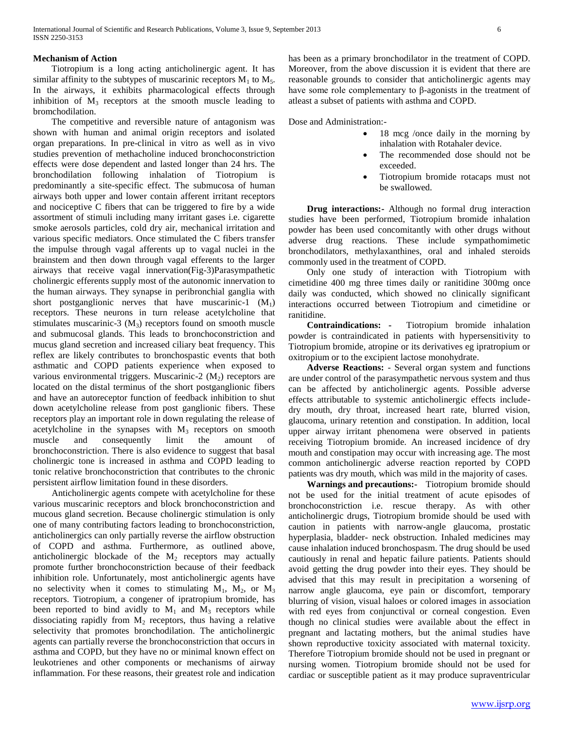**Mechanism of Action**

Tiotropium is a long acting anticholinergic agent. It has similar affinity to the subtypes of muscarinic receptors $M_1$ to $M_5$. In the airways, it exhibits pharmacological effects through inhibition of $M_3$ receptors at the smooth muscle leading to bromchodilation.

The competitive and reversible nature of antagonism was shown with human and animal origin receptors and isolated organ preparations. In pre-clinical in vitro as well as in vivo studies prevention of methacholine induced bronchoconstriction effects were dose dependent and lasted longer than 24 hrs. The bronchodilation following inhalation of Tiotropium is predominantly a site-specific effect. The submucosa of human airways both upper and lower contain afferent irritant receptors and nociceptive C fibers that can be triggered to fire by a wide assortment of stimuli including many irritant gases i.e. cigarette smoke aerosols particles, cold dry air, mechanical irritation and various specific mediators. Once stimulated the C fibers transfer the impulse through vagal afferents up to vagal nuclei in the brainstem and then down through vagal efferents to the larger airways that receive vagal innervation(Fig-3)Parasympathetic cholinergic efferents supply most of the autonomic innervation to the human airways. They synapse in peribronchial ganglia with short postganglionic nerves that have muscarinic-1 ($M_1$) receptors. These neurons in turn release acetylcholine that stimulates muscarinic-3 ($M_3$) receptors found on smooth muscle and submucosal glands. This leads to bronchoconstriction and mucus gland secretion and increased ciliary beat frequency. This reflex are likely contributes to bronchospastic events that both asthmatic and COPD patients experience when exposed to various environmental triggers. Muscarinic-2 ($M_2$) receptors are located on the distal terminus of the short postganglionic fibers and have an autoreceptor function of feedback inhibition to shut down acetylcholine release from post ganglionic fibers. These receptors play an important role in down regulating the release of acetylcholine in the synapses with $M_3$ receptors on smooth muscle and consequently limit the amount of bronchoconstriction. There is also evidence to suggest that basal cholinergic tone is increased in asthma and COPD leading to tonic relative bronchoconstriction that contributes to the chronic persistent airflow limitation found in these disorders.

Anticholinergic agents compete with acetylcholine for these various muscarinic receptors and block bronchoconstriction and mucous gland secretion. Because cholinergic stimulation is only one of many contributing factors leading to bronchoconstriction, anticholinergics can only partially reverse the airflow obstruction of COPD and asthma. Furthermore, as outlined above, anticholinergic blockade of the $M_2$ receptors may actually promote further bronchoconstriction because of their feedback inhibition role. Unfortunately, most anticholinergic agents have no selectivity when it comes to stimulating $M_1$, $M_2$, or $M_3$ receptors. Tiotropium, a congener of ipratropium bromide, has been reported to bind avidly to $M_1$ and $M_3$ receptors while dissociating rapidly from $M_2$ receptors, thus having a relative selectivity that promotes bronchodilation. The anticholinergic agents can partially reverse the bronchoconstriction that occurs in asthma and COPD, but they have no or minimal known effect on leukotrienes and other components or mechanisms of airway inflammation. For these reasons, their greatest role and indication has been as a primary bronchodilator in the treatment of COPD. Moreover, from the above discussion it is evident that there are reasonable grounds to consider that anticholinergic agents may have some role complementary to β-agonists in the treatment of atleast a subset of patients with asthma and COPD.

Dose and Administration:-

- 18 mcg /once daily in the morning by inhalation with Rotahaler device.
- The recommended dose should not be exceeded.
- Tiotropium bromide rotacaps must not be swallowed.

**Drug interactions:-** Although no formal drug interaction studies have been performed, Tiotropium bromide inhalation powder has been used concomitantly with other drugs without adverse drug reactions. These include sympathomimetic bronchodilators, methylaxanthines, oral and inhaled steroids commonly used in the treatment of COPD.

Only one study of interaction with Tiotropium with cimetidine 400 mg three times daily or ranitidine 300mg once daily was conducted, which showed no clinically significant interactions occurred between Tiotropium and cimetidine or ranitidine.

**Contraindications: -** Tiotropium bromide inhalation powder is contraindicated in patients with hypersensitivity to Tiotropium bromide, atropine or its derivatives eg ipratropium or oxitropium or to the excipient lactose monohydrate.

**Adverse Reactions:** - Several organ system and functions are under control of the parasympathetic nervous system and thus can be affected by anticholinergic agents. Possible adverse effects attributable to systemic anticholinergic effects include- dry mouth, dry throat, increased heart rate, blurred vision, glaucoma, urinary retention and constipation. In addition, local upper airway irritant phenomena were observed in patients receiving Tiotropium bromide. An increased incidence of dry mouth and constipation may occur with increasing age. The most common anticholinergic adverse reaction reported by COPD patients was dry mouth, which was mild in the majority of cases.

**Warnings and precautions:-** Tiotropium bromide should not be used for the initial treatment of acute episodes of bronchoconstriction i.e. rescue therapy. As with other anticholinergic drugs, Tiotropium bromide should be used with caution in patients with narrow-angle glaucoma, prostatic hyperplasia, bladder- neck obstruction. Inhaled medicines may cause inhalation induced bronchospasm. The drug should be used cautiously in renal and hepatic failure patients. Patients should avoid getting the drug powder into their eyes. They should be advised that this may result in precipitation a worsening of narrow angle glaucoma, eye pain or discomfort, temporary blurring of vision, visual haloes or colored images in association with red eyes from conjunctival or corneal congestion. Even though no clinical studies were available about the effect in pregnant and lactating mothers, but the animal studies have shown reproductive toxicity associated with maternal toxicity. Therefore Tiotropium bromide should not be used in pregnant or nursing women. Tiotropium bromide should not be used for cardiac or susceptible patient as it may produce supraventricular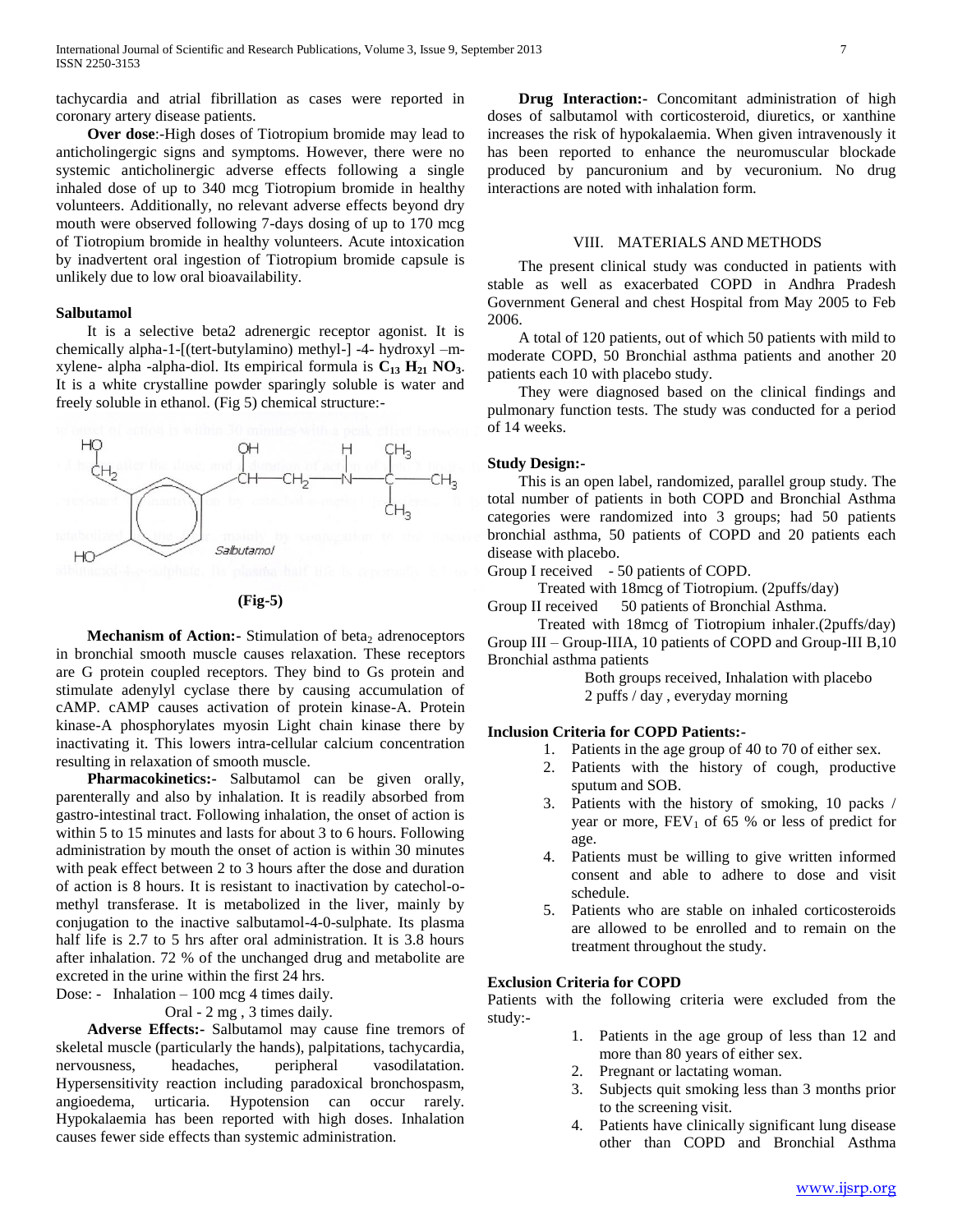tachycardia and atrial fibrillation as cases were reported in coronary artery disease patients.

**Over dose**:-High doses of Tiotropium bromide may lead to anticholingergic signs and symptoms. However, there were no systemic anticholinergic adverse effects following a single inhaled dose of up to 340 mcg Tiotropium bromide in healthy volunteers. Additionally, no relevant adverse effects beyond dry mouth were observed following 7-days dosing of up to 170 mcg of Tiotropium bromide in healthy volunteers. Acute intoxication by inadvertent oral ingestion of Tiotropium bromide capsule is unlikely due to low oral bioavailability.

#### Salbutamol

It is a selective beta2 adrenergic receptor agonist. It is chemically alpha-1-[(tert-butylamino) methyl-] -4- hydroxyl –m-xylene- alpha -alpha-diol. Its empirical formula is $C_{13}H_{21}NO_3$. It is a white crystalline powder sparingly soluble is water and freely soluble in ethanol. (Fig 5) chemical structure:-

**(Fig-5)**

**Mechanism of Action:-** Stimulation of $beta_2$ adrenoceptors in bronchial smooth muscle causes relaxation. These receptors are G protein coupled receptors. They bind to Gs protein and stimulate adenylyl cyclase there by causing accumulation of cAMP. cAMP causes activation of protein kinase-A. Protein kinase-A phosphorylates myosin Light chain kinase there by inactivating it. This lowers intra-cellular calcium concentration resulting in relaxation of smooth muscle.

**Pharmacokinetics:-** Salbutamol can be given orally, parenterally and also by inhalation. It is readily absorbed from gastro-intestinal tract. Following inhalation, the onset of action is within 5 to 15 minutes and lasts for about 3 to 6 hours. Following administration by mouth the onset of action is within 30 minutes with peak effect between 2 to 3 hours after the dose and duration of action is 8 hours. It is resistant to inactivation by catechol-o-methyl transferase. It is metabolized in the liver, mainly by conjugation to the inactive salbutamol-4-0-sulphate. Its plasma half life is 2.7 to 5 hrs after oral administration. It is 3.8 hours after inhalation. 72 % of the unchanged drug and metabolite are excreted in the urine within the first 24 hrs.

Dose: - Inhalation – 100 mcg 4 times daily.
Oral - 2 mg , 3 times daily.

**Adverse Effects:-** Salbutamol may cause fine tremors of skeletal muscle (particularly the hands), palpitations, tachycardia, nervousness, headaches, peripheral vasodilatation. Hypersensitivity reaction including paradoxical bronchospasm, angioedema, urticaria. Hypotension can occur rarely. Hypokalaemia has been reported with high doses. Inhalation causes fewer side effects than systemic administration.

**Drug Interaction:-** Concomitant administration of high doses of salbutamol with corticosteroid, diuretics, or xanthine increases the risk of hypokalaemia. When given intravenously it has been reported to enhance the neuromuscular blockade produced by pancuronium and by vecuronium. No drug interactions are noted with inhalation form.

## VIII. MATERIALS AND METHODS

The present clinical study was conducted in patients with stable as well as exacerbated COPD in Andhra Pradesh Government General and chest Hospital from May 2005 to Feb 2006.

A total of 120 patients, out of which 50 patients with mild to moderate COPD, 50 Bronchial asthma patients and another 20 patients each 10 with placebo study.

They were diagnosed based on the clinical findings and pulmonary function tests. The study was conducted for a period of 14 weeks.

#### Study Design:-

This is an open label, randomized, parallel group study. The total number of patients in both COPD and Bronchial Asthma categories were randomized into 3 groups; had 50 patients bronchial asthma, 50 patients of COPD and 20 patients each disease with placebo.

Group I received - 50 patients of COPD.
Treated with 18mcg of Tiotropium. (2puffs/day)

Group II received 50 patients of Bronchial Asthma.
Treated with 18mcg of Tiotropium inhaler.(2puffs/day)

Group III – Group-IIIA, 10 patients of COPD and Group-III B,10 Bronchial asthma patients
Both groups received, Inhalation with placebo
2 puffs / day , everyday morning

#### Inclusion Criteria for COPD Patients:-

1. Patients in the age group of 40 to 70 of either sex.
2. Patients with the history of cough, productive sputum and SOB.
3. Patients with the history of smoking, 10 packs / year or more, $FEV_1$ of 65 % or less of predict for age.
4. Patients must be willing to give written informed consent and able to adhere to dose and visit schedule.
5. Patients who are stable on inhaled corticosteroids are allowed to be enrolled and to remain on the treatment throughout the study.

#### Exclusion Criteria for COPD

Patients with the following criteria were excluded from the study:-

1. Patients in the age group of less than 12 and more than 80 years of either sex.
2. Pregnant or lactating woman.
3. Subjects quit smoking less than 3 months prior to the screening visit.
4. Patients have clinically significant lung disease other than COPD and Bronchial Asthma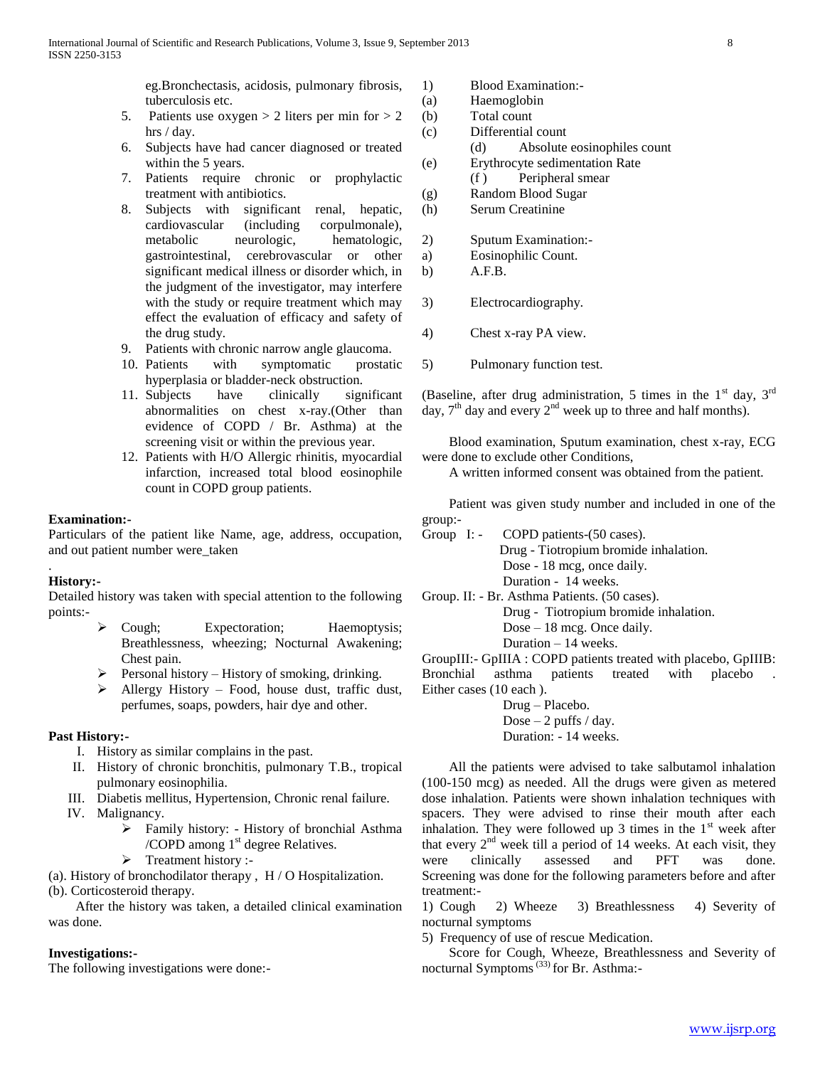eg.Bronchectasis, acidosis, pulmonary fibrosis, tuberculosis etc.

5. Patients use oxygen > 2 liters per min for > 2 hrs / day.
6. Subjects have had cancer diagnosed or treated within the 5 years.
7. Patients require chronic or prophylactic treatment with antibiotics.
8. Subjects with significant renal, hepatic, cardiovascular (including corpulmonale), metabolic neurologic, hematologic, gastrointestinal, cerebrovascular or other significant medical illness or disorder which, in the judgment of the investigator, may interfere with the study or require treatment which may effect the evaluation of efficacy and safety of the drug study.
9. Patients with chronic narrow angle glaucoma.
10. Patients with symptomatic prostatic hyperplasia or bladder-neck obstruction.
11. Subjects have clinically significant abnormalities on chest x-ray.(Other than evidence of COPD / Br. Asthma) at the screening visit or within the previous year.
12. Patients with H/O Allergic rhinitis, myocardial infarction, increased total blood eosinophile count in COPD group patients.

**Examination:-**

Particulars of the patient like Name, age, address, occupation, and out patient number were_taken

.

**History:-**

Detailed history was taken with special attention to the following points:-

- Cough; Expectoration; Haemoptysis; Breathlessness, wheezing; Nocturnal Awakening; Chest pain.
- Personal history – History of smoking, drinking.
- Allergy History – Food, house dust, traffic dust, perfumes, soaps, powders, hair dye and other.

**Past History:-**

I. History as similar complains in the past.
II. History of chronic bronchitis, pulmonary T.B., tropical pulmonary eosinophilia.
III. Diabetis mellitus, Hypertension, Chronic renal failure.
IV. Malignancy.
  - Family history: - History of bronchial Asthma /COPD among 1st degree Relatives.
  - Treatment history :-

(a). History of bronchodilator therapy , H / O Hospitalization.
(b). Corticosteroid therapy.

After the history was taken, a detailed clinical examination was done.

**Investigations:-**

The following investigations were done:-

1) Blood Examination:-
(a) Haemoglobin
(b) Total count
(c) Differential count
(d) Absolute eosinophiles count
(e) Erythrocyte sedimentation Rate
(f ) Peripheral smear
(g) Random Blood Sugar
(h) Serum Creatinine

2) Sputum Examination:-
a) Eosinophilic Count.
b) A.F.B.

3) Electrocardiography.

4) Chest x-ray PA view.

5) Pulmonary function test.

(Baseline, after drug administration, 5 times in the 1st day, 3rd day, 7th day and every 2nd week up to three and half months).

Blood examination, Sputum examination, chest x-ray, ECG were done to exclude other Conditions,

A written informed consent was obtained from the patient.

Patient was given study number and included in one of the group:-

Group I: - COPD patients-(50 cases).
Drug - Tiotropium bromide inhalation.
Dose - 18 mcg, once daily.
Duration - 14 weeks.

Group. II: - Br. Asthma Patients. (50 cases).
Drug - Tiotropium bromide inhalation.
Dose – 18 mcg. Once daily.
Duration – 14 weeks.

GroupIII:- GpIIIA : COPD patients treated with placebo, GpIIIB: Bronchial asthma patients treated with placebo . Either cases (10 each ).
Drug – Placebo.
Dose – 2 puffs / day.
Duration: - 14 weeks.

All the patients were advised to take salbutamol inhalation (100-150 mcg) as needed. All the drugs were given as metered dose inhalation. Patients were shown inhalation techniques with spacers. They were advised to rinse their mouth after each inhalation. They were followed up 3 times in the 1st week after that every 2nd week till a period of 14 weeks. At each visit, they were clinically assessed and PFT was done. Screening was done for the following parameters before and after treatment:-

1) Cough 2) Wheeze 3) Breathlessness 4) Severity of nocturnal symptoms
5) Frequency of use of rescue Medication.

Score for Cough, Wheeze, Breathlessness and Severity of nocturnal Symptoms [33] for Br. Asthma:-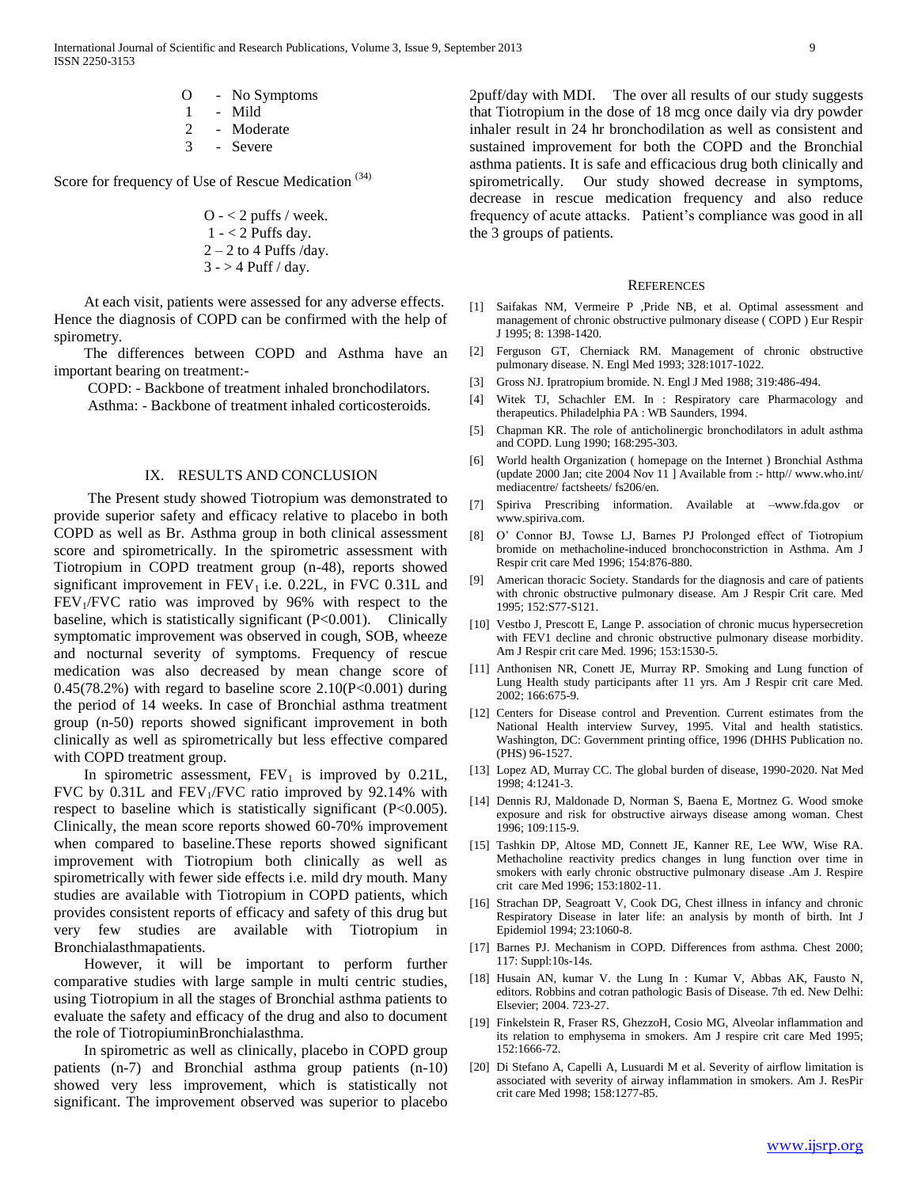O - No Symptoms
1 - Mild
2 - Moderate
3 - Severe

Score for frequency of Use of Rescue Medication [34]

O - < 2 puffs / week.
1 - < 2 Puffs day.
2 – 2 to 4 Puffs /day.
3 - > 4 Puff / day.

At each visit, patients were assessed for any adverse effects. Hence the diagnosis of COPD can be confirmed with the help of spirometry.

The differences between COPD and Asthma have an important bearing on treatment:-

COPD: - Backbone of treatment inhaled bronchodilators.
Asthma: - Backbone of treatment inhaled corticosteroids.

## IX. Results and Conclusion

The Present study showed Tiotropium was demonstrated to provide superior safety and efficacy relative to placebo in both COPD as well as Br. Asthma group in both clinical assessment score and spirometrically. In the spirometric assessment with Tiotropium in COPD treatment group (n-48), reports showed significant improvement in $FEV_1$ i.e. 0.22L, in FVC 0.31L and $FEV_1$/FVC ratio was improved by 96% with respect to the baseline, which is statistically significant (P<0.001). Clinically symptomatic improvement was observed in cough, SOB, wheeze and nocturnal severity of symptoms. Frequency of rescue medication was also decreased by mean change score of 0.45(78.2%) with regard to baseline score 2.10(P<0.001) during the period of 14 weeks. In case of Bronchial asthma treatment group (n-50) reports showed significant improvement in both clinically as well as spirometrically but less effective compared with COPD treatment group.

In spirometric assessment, $FEV_1$ is improved by 0.21L, FVC by 0.31L and $FEV_1$/FVC ratio improved by 92.14% with respect to baseline which is statistically significant (P<0.005). Clinically, the mean score reports showed 60-70% improvement when compared to baseline.These reports showed significant improvement with Tiotropium both clinically as well as spirometrically with fewer side effects i.e. mild dry mouth. Many studies are available with Tiotropium in COPD patients, which provides consistent reports of efficacy and safety of this drug but very few studies are available with Tiotropium in Bronchialasthmapatients.

However, it will be important to perform further comparative studies with large sample in multi centric studies, using Tiotropium in all the stages of Bronchial asthma patients to evaluate the safety and efficacy of the drug and also to document the role of TiotropiuminBronchialasthma.

In spirometric as well as clinically, placebo in COPD group patients (n-7) and Bronchial asthma group patients (n-10) showed very less improvement, which is statistically not significant. The improvement observed was superior to placebo 2puff/day with MDI. The over all results of our study suggests that Tiotropium in the dose of 18 mcg once daily via dry powder inhaler result in 24 hr bronchodilation as well as consistent and sustained improvement for both the COPD and the Bronchial asthma patients. It is safe and efficacious drug both clinically and spirometrically. Our study showed decrease in symptoms, decrease in rescue medication frequency and also reduce frequency of acute attacks. Patient's compliance was good in all the 3 groups of patients.

## References

[1] Saifakas NM, Vermeire P ,Pride NB, et al. Optimal assessment and management of chronic obstructive pulmonary disease ( COPD ) Eur Respir J 1995; 8: 1398-1420.

[2] Ferguson GT, Cherniack RM. Management of chronic obstructive pulmonary disease. N. Engl Med 1993; 328:1017-1022.

[3] Gross NJ. Ipratropium bromide. N. Engl J Med 1988; 319:486-494.

[4] Witek TJ, Schachler EM. In : Respiratory care Pharmacology and therapeutics. Philadelphia PA : WB Saunders, 1994.

[5] Chapman KR. The role of anticholinergic bronchodilators in adult asthma and COPD. Lung 1990; 168:295-303.

[6] World health Organization ( homepage on the Internet ) Bronchial Asthma (update 2000 Jan; cite 2004 Nov 11 ] Available from :- http// www.who.int/ mediacentre/ factsheets/ fs206/en.

[7] Spiriva Prescribing information. Available at –www.fda.gov or www.spiriva.com.

[8] O' Connor BJ, Towse LJ, Barnes PJ Prolonged effect of Tiotropium bromide on methacholine-induced bronchoconstriction in Asthma. Am J Respir crit care Med 1996; 154:876-880.

[9] American thoracic Society. Standards for the diagnosis and care of patients with chronic obstructive pulmonary disease. Am J Respir Crit care. Med 1995; 152:S77-S121.

[10] Vestbo J, Prescott E, Lange P. association of chronic mucus hypersecretion with FEV1 decline and chronic obstructive pulmonary disease morbidity. Am J Respir crit care Med. 1996; 153:1530-5.

[11] Anthonisen NR, Conett JE, Murray RP. Smoking and Lung function of Lung Health study participants after 11 yrs. Am J Respir crit care Med. 2002; 166:675-9.

[12] Centers for Disease control and Prevention. Current estimates from the National Health interview Survey, 1995. Vital and health statistics. Washington, DC: Government printing office, 1996 (DHHS Publication no. (PHS) 96-1527.

[13] Lopez AD, Murray CC. The global burden of disease, 1990-2020. Nat Med 1998; 4:1241-3.

[14] Dennis RJ, Maldonade D, Norman S, Baena E, Mortnez G. Wood smoke exposure and risk for obstructive airways disease among woman. Chest 1996; 109:115-9.

[15] Tashkin DP, Altose MD, Connett JE, Kanner RE, Lee WW, Wise RA. Methacholine reactivity predics changes in lung function over time in smokers with early chronic obstructive pulmonary disease .Am J. Respire crit care Med 1996; 153:1802-11.

[16] Strachan DP, Seagroatt V, Cook DG, Chest illness in infancy and chronic Respiratory Disease in later life: an analysis by month of birth. Int J Epidemiol 1994; 23:1060-8.

[17] Barnes PJ. Mechanism in COPD. Differences from asthma. Chest 2000; 117: Suppl:10s-14s.

[18] Husain AN, kumar V. the Lung In : Kumar V, Abbas AK, Fausto N, editors. Robbins and cotran pathologic Basis of Disease. 7th ed. New Delhi: Elsevier; 2004. 723-27.

[19] Finkelstein R, Fraser RS, GhezzoH, Cosio MG, Alveolar inflammation and its relation to emphysema in smokers. Am J respire crit care Med 1995; 152:1666-72.

[20] Di Stefano A, Capelli A, Lusuardi M et al. Severity of airflow limitation is associated with severity of airway inflammation in smokers. Am J. ResPir crit care Med 1998; 158:1277-85.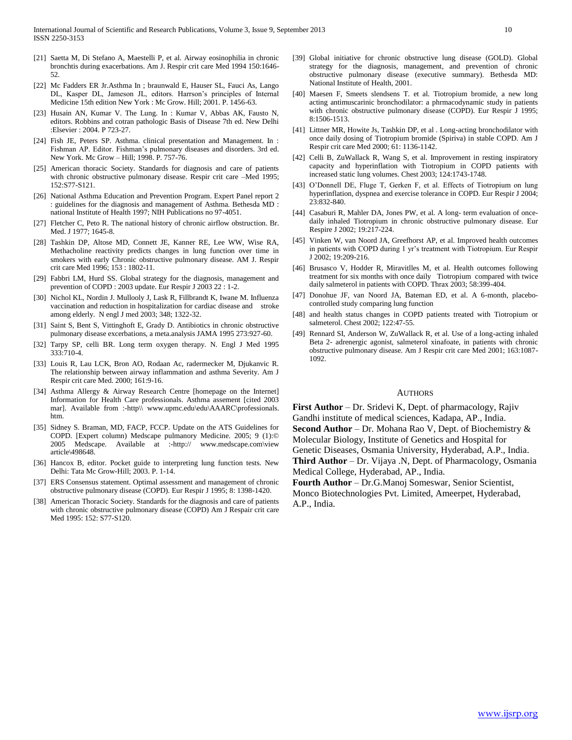[21] Saetta M, Di Stefano A, Maestelli P, et al. Airway eosinophilia in chronic bronchtis during exacerbations. Am J. Respir crit care Med 1994 150:1646-52.

[22] Mc Fadders ER Jr.Asthma In ; braunwald E, Hauser SL, Fauci As, Lango DL, Kasper DL, Jameson JL, editors. Harrson's principles of Internal Medicine 15th edition New York : Mc Grow. Hill; 2001. P. 1456-63.

[23] Husain AN, Kumar V. The Lung. In : Kumar V, Abbas AK, Fausto N, editors. Robbins and cotran pathologic Basis of Disease 7th ed. New Delhi :Elsevier : 2004. P 723-27.

[24] Fish JE, Peters SP. Asthma. clinical presentation and Management. In : Fishman AP. Editor. Fishman's pulmonary diseases and disorders. 3rd ed. New York. Mc Grow – Hill; 1998. P. 757-76.

[25] American thoracic Society. Standards for diagnosis and care of patients with chronic obstructive pulmonary disease. Respir crit care –Med 1995; 152:S77-S121.

[26] National Asthma Education and Prevention Program. Expert Panel report 2 : guidelines for the diagnosis and management of Asthma. Bethesda MD : national Institute of Health 1997; NIH Publications no 97-4051.

[27] Fletcher C, Peto R. The national history of chronic airflow obstruction. Br. Med. J 1977; 1645-8.

[28] Tashkin DP, Altose MD, Connett JE, Kanner RE, Lee WW, Wise RA, Methacholine reactivity predicts changes in lung function over time in smokers with early Chronic obstructive pulmonary disease. AM J. Respir crit care Med 1996; 153 : 1802-11.

[29] Fabbri LM, Hurd SS. Global strategy for the diagnosis, management and prevention of COPD : 2003 update. Eur Respir J 2003 22 : 1-2.

[30] Nichol KL, Nordin J. Mullooly J, Lask R, Fillbrandt K, Iwane M. Influenza vaccination and reduction in hospitalization for cardiac disease and stroke among elderly. N engl J med 2003; 348; 1322-32.

[31] Saint S, Bent S, Vittinghoft E, Grady D. Antibiotics in chronic obstructive pulmonary disease excerbations, a meta.analysis JAMA 1995 273:927-60.

[32] Tarpy SP, celli BR. Long term oxygen therapy. N. Engl J Med 1995 333:710-4.

[33] Louis R, Lau LCK, Bron AO, Rodaan Ac, radermecker M, Djukanvic R. The relationship between airway inflammation and asthma Severity. Am J Respir crit care Med. 2000; 161:9-16.

[34] Asthma Allergy & Airway Research Centre [homepage on the Internet] Information for Health Care professionals. Asthma assement [cited 2003 mar]. Available from :-http\\ www.upmc.edu\edu\AAARC\professionals. htm.

[35] Sidney S. Braman, MD, FACP, FCCP. Update on the ATS Guidelines for COPD. [Expert column) Medscape pulmanory Medicine. 2005; 9 (1):© 2005 Medscape. Available at :-http:// www.medscape.com\view article\498648.

[36] Hancox B, editor. Pocket guide to interpreting lung function tests. New Delhi: Tata Mc Grow-Hill; 2003. P. 1-14.

[37] ERS Consensus statement. Optimal assessment and management of chronic obstructive pulmonary disease (COPD). Eur Respir J 1995; 8: 1398-1420.

[38] American Thoracic Society. Standards for the diagnosis and care of patients with chronic obstructive pulmonary disease (COPD) Am J Respair crit care Med 1995: 152: S77-S120.

[39] Global initiative for chronic obstructive lung disease (GOLD). Global strategy for the diagnosis, management, and prevention of chronic obstructive pulmonary disease (executive summary). Bethesda MD: National Institute of Health, 2001.

[40] Maesen F, Smeets slendsens T. et al. Tiotropium bromide, a new long acting antimuscarinic bronchodilator: a phrmacodynamic study in patients with chronic obstructive pulmonary disease (COPD). Eur Respir J 1995; 8:1506-1513.

[41] Littner MR, Howite Js, Tashkin DP, et al . Long-acting bronchodilator with once daily dosing of Tiotropium bromide (Spiriva) in stable COPD. Am J Respir crit care Med 2000; 61: 1136-1142.

[42] Celli B, ZuWallack R, Wang S, et al. Improvement in resting inspiratory capacity and hyperinflation with Tiotropium in COPD patients with increased static lung volumes. Chest 2003; 124:1743-1748.

[43] O'Donnell DE, Fluge T, Gerken F, et al. Effects of Tiotropium on lung hyperinflation, dyspnea and exercise tolerance in COPD. Eur Respir J 2004; 23:832-840.

[44] Casaburi R, Mahler DA, Jones PW, et al. A long- term evaluation of once-daily inhaled Tiotropium in chronic obstructive pulmonary disease. Eur Respire J 2002; 19:217-224.

[45] Vinken W, van Noord JA, Greefhorst AP, et al. Improved health outcomes in patients with COPD during 1 yr's treatment with Tiotropium. Eur Respir J 2002; 19:209-216.

[46] Brusasco V, Hodder R, Miravitlles M, et al. Health outcomes following treatment for six months with once daily Tiotropium compared with twice daily salmeterol in patients with COPD. Thrax 2003; 58:399-404.

[47] Donohue JF, van Noord JA, Bateman ED, et al. A 6-month, placebo-controlled study comparing lung function

[48] and health status changes in COPD patients treated with Tiotropium or salmeterol. Chest 2002; 122:47-55.

[49] Rennard SI, Anderson W, ZuWallack R, et al. Use of a long-acting inhaled Beta 2- adrenergic agonist, salmeterol xinafoate, in patients with chronic obstructive pulmonary disease. Am J Respir crit care Med 2001; 163:1087-1092.

## AUTHORS

**First Author** – Dr. Sridevi K, Dept. of pharmacology, Rajiv Gandhi institute of medical sciences, Kadapa, AP., India.

**Second Author** – Dr. Mohana Rao V, Dept. of Biochemistry & Molecular Biology, Institute of Genetics and Hospital for Genetic Diseases, Osmania University, Hyderabad, A.P., India.

**Third Author** – Dr. Vijaya .N, Dept. of Pharmacology, Osmania Medical College, Hyderabad, AP., India.

**Fourth Author** – Dr.G.Manoj Someswar, Senior Scientist, Monco Biotechnologies Pvt. Limited, Ameerpet, Hyderabad, A.P., India.